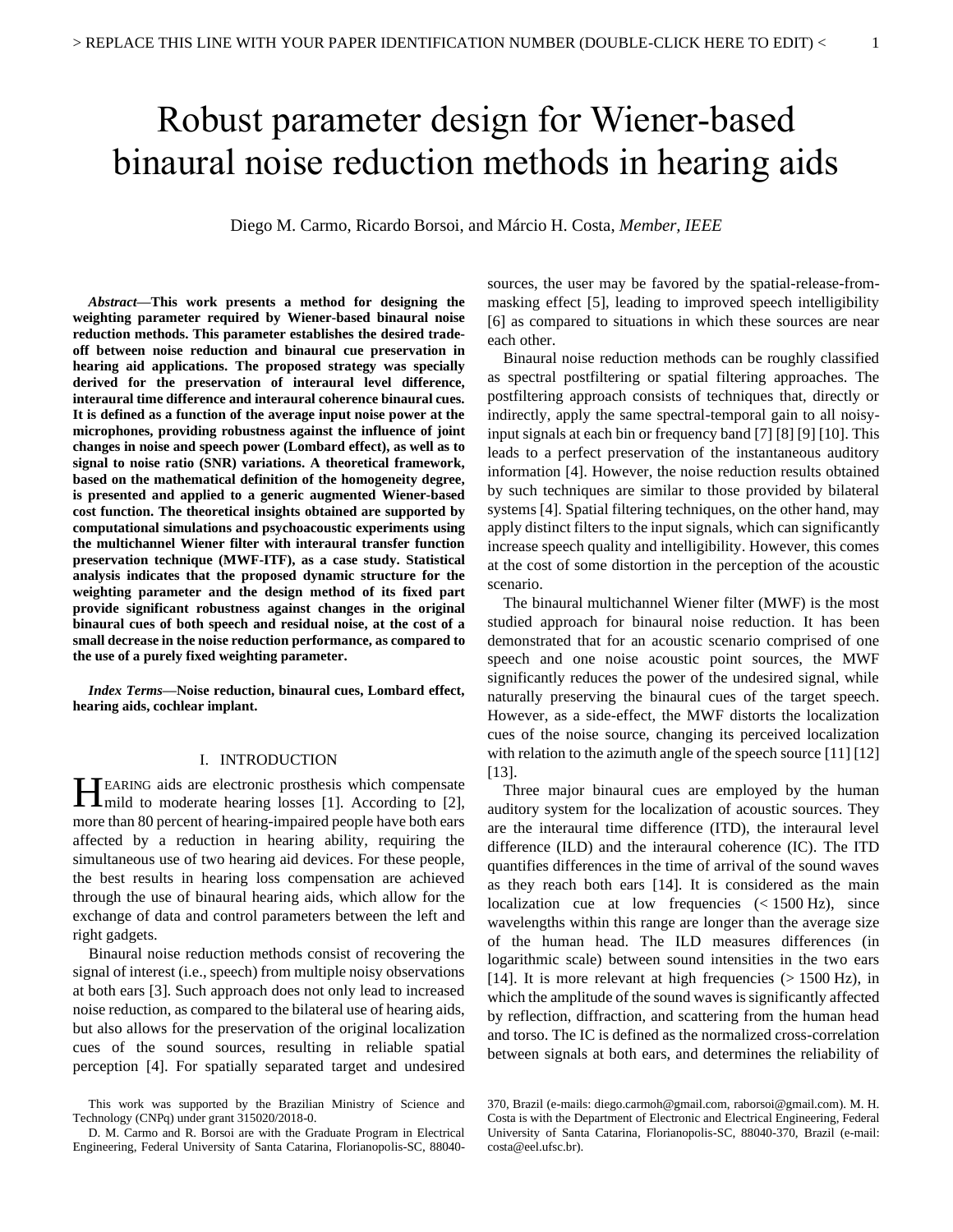# Robust parameter design for Wiener-based binaural noise reduction methods in hearing aids

Diego M. Carmo, Ricardo Borsoi, and Márcio H. Costa, *Member, IEEE*

***Abstract*—This work presents a method for designing the weighting parameter required by Wiener-based binaural noise reduction methods. This parameter establishes the desired trade-off between noise reduction and binaural cue preservation in hearing aid applications. The proposed strategy was specially derived for the preservation of interaural level difference, interaural time difference and interaural coherence binaural cues. It is defined as a function of the average input noise power at the microphones, providing robustness against the influence of joint changes in noise and speech power (Lombard effect), as well as to signal to noise ratio (SNR) variations. A theoretical framework, based on the mathematical definition of the homogeneity degree, is presented and applied to a generic augmented Wiener-based cost function. The theoretical insights obtained are supported by computational simulations and psychoacoustic experiments using the multichannel Wiener filter with interaural transfer function preservation technique (MWF-ITF), as a case study. Statistical analysis indicates that the proposed dynamic structure for the weighting parameter and the design method of its fixed part provide significant robustness against changes in the original binaural cues of both speech and residual noise, at the cost of a small decrease in the noise reduction performance, as compared to the use of a purely fixed weighting parameter.**

***Index Terms*—Noise reduction, binaural cues, Lombard effect, hearing aids, cochlear implant.**

## I. INTRODUCTION

HEARING aids are electronic prosthesis which compensate mild to moderate hearing losses [1]. According to [2], more than 80 percent of hearing-impaired people have both ears affected by a reduction in hearing ability, requiring the simultaneous use of two hearing aid devices. For these people, the best results in hearing loss compensation are achieved through the use of binaural hearing aids, which allow for the exchange of data and control parameters between the left and right gadgets.

Binaural noise reduction methods consist of recovering the signal of interest (i.e., speech) from multiple noisy observations at both ears [3]. Such approach does not only lead to increased noise reduction, as compared to the bilateral use of hearing aids, but also allows for the preservation of the original localization cues of the sound sources, resulting in reliable spatial perception [4]. For spatially separated target and undesired sources, the user may be favored by the spatial-release-from-masking effect [5], leading to improved speech intelligibility [6] as compared to situations in which these sources are near each other.

Binaural noise reduction methods can be roughly classified as spectral postfiltering or spatial filtering approaches. The postfiltering approach consists of techniques that, directly or indirectly, apply the same spectral-temporal gain to all noisy-input signals at each bin or frequency band [7] [8] [9] [10]. This leads to a perfect preservation of the instantaneous auditory information [4]. However, the noise reduction results obtained by such techniques are similar to those provided by bilateral systems [4]. Spatial filtering techniques, on the other hand, may apply distinct filters to the input signals, which can significantly increase speech quality and intelligibility. However, this comes at the cost of some distortion in the perception of the acoustic scenario.

The binaural multichannel Wiener filter (MWF) is the most studied approach for binaural noise reduction. It has been demonstrated that for an acoustic scenario comprised of one speech and one noise acoustic point sources, the MWF significantly reduces the power of the undesired signal, while naturally preserving the binaural cues of the target speech. However, as a side-effect, the MWF distorts the localization cues of the noise source, changing its perceived localization with relation to the azimuth angle of the speech source [11] [12] [13].

Three major binaural cues are employed by the human auditory system for the localization of acoustic sources. They are the interaural time difference (ITD), the interaural level difference (ILD) and the interaural coherence (IC). The ITD quantifies differences in the time of arrival of the sound waves as they reach both ears [14]. It is considered as the main localization cue at low frequencies (< 1500 Hz), since wavelengths within this range are longer than the average size of the human head. The ILD measures differences (in logarithmic scale) between sound intensities in the two ears [14]. It is more relevant at high frequencies (> 1500 Hz), in which the amplitude of the sound waves is significantly affected by reflection, diffraction, and scattering from the human head and torso. The IC is defined as the normalized cross-correlation between signals at both ears, and determines the reliability of

This work was supported by the Brazilian Ministry of Science and Technology (CNPq) under grant 315020/2018-0.

D. M. Carmo and R. Borsoi are with the Graduate Program in Electrical Engineering, Federal University of Santa Catarina, Florianopolis-SC, 88040-370, Brazil (e-mails: diego.carmoh@gmail.com, raborsoi@gmail.com). M. H. Costa is with the Department of Electronic and Electrical Engineering, Federal University of Santa Catarina, Florianopolis-SC, 88040-370, Brazil (e-mail: costa@eel.ufsc.br).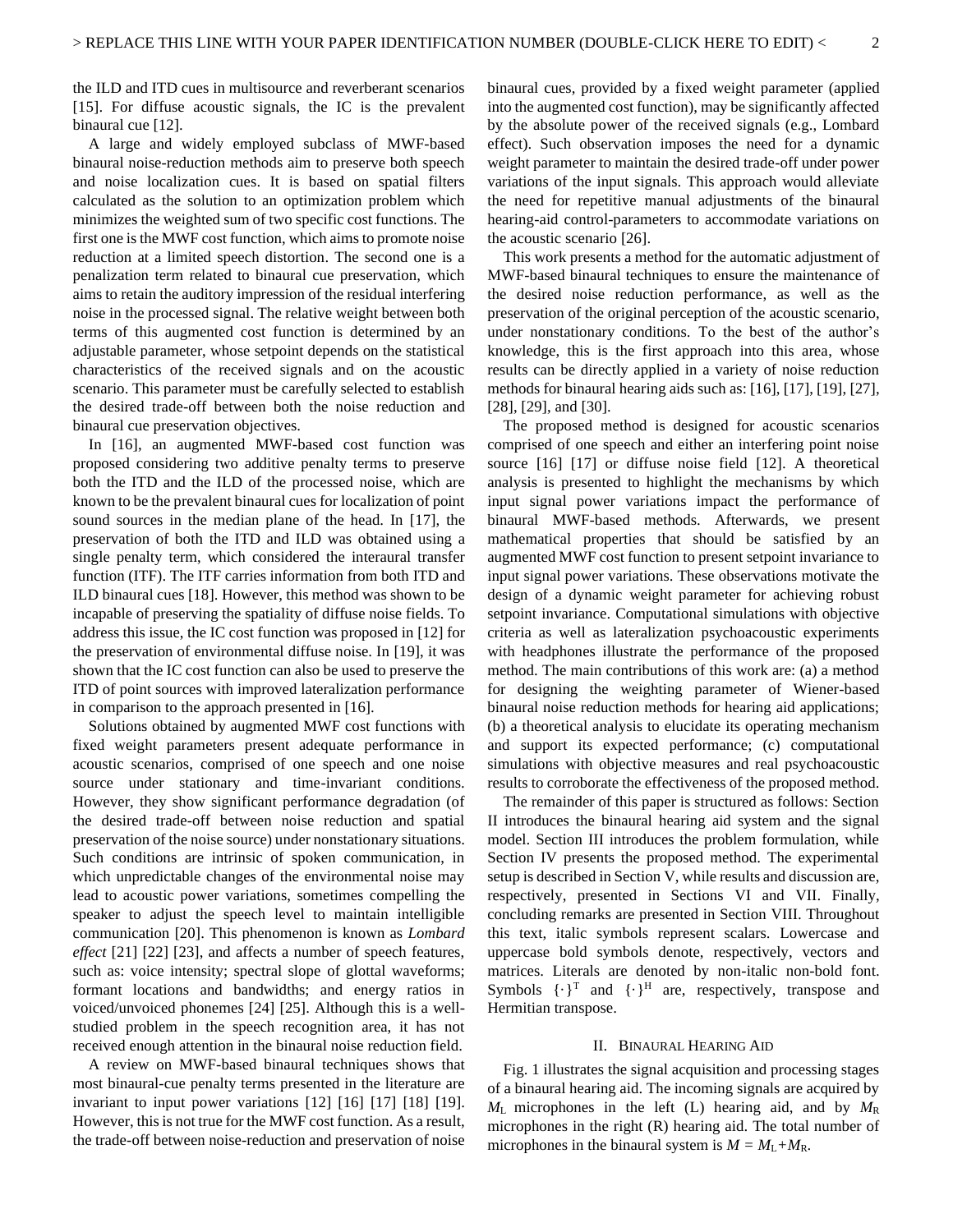the ILD and ITD cues in multisource and reverberant scenarios [15]. For diffuse acoustic signals, the IC is the prevalent binaural cue [12].

A large and widely employed subclass of MWF-based binaural noise-reduction methods aim to preserve both speech and noise localization cues. It is based on spatial filters calculated as the solution to an optimization problem which minimizes the weighted sum of two specific cost functions. The first one is the MWF cost function, which aims to promote noise reduction at a limited speech distortion. The second one is a penalization term related to binaural cue preservation, which aims to retain the auditory impression of the residual interfering noise in the processed signal. The relative weight between both terms of this augmented cost function is determined by an adjustable parameter, whose setpoint depends on the statistical characteristics of the received signals and on the acoustic scenario. This parameter must be carefully selected to establish the desired trade-off between both the noise reduction and binaural cue preservation objectives.

In [16], an augmented MWF-based cost function was proposed considering two additive penalty terms to preserve both the ITD and the ILD of the processed noise, which are known to be the prevalent binaural cues for localization of point sound sources in the median plane of the head. In [17], the preservation of both the ITD and ILD was obtained using a single penalty term, which considered the interaural transfer function (ITF). The ITF carries information from both ITD and ILD binaural cues [18]. However, this method was shown to be incapable of preserving the spatiality of diffuse noise fields. To address this issue, the IC cost function was proposed in [12] for the preservation of environmental diffuse noise. In [19], it was shown that the IC cost function can also be used to preserve the ITD of point sources with improved lateralization performance in comparison to the approach presented in [16].

Solutions obtained by augmented MWF cost functions with fixed weight parameters present adequate performance in acoustic scenarios, comprised of one speech and one noise source under stationary and time-invariant conditions. However, they show significant performance degradation (of the desired trade-off between noise reduction and spatial preservation of the noise source) under nonstationary situations. Such conditions are intrinsic of spoken communication, in which unpredictable changes of the environmental noise may lead to acoustic power variations, sometimes compelling the speaker to adjust the speech level to maintain intelligible communication [20]. This phenomenon is known as *Lombard effect* [21] [22] [23], and affects a number of speech features, such as: voice intensity; spectral slope of glottal waveforms; formant locations and bandwidths; and energy ratios in voiced/unvoiced phonemes [24] [25]. Although this is a well-studied problem in the speech recognition area, it has not received enough attention in the binaural noise reduction field.

A review on MWF-based binaural techniques shows that most binaural-cue penalty terms presented in the literature are invariant to input power variations [12] [16] [17] [18] [19]. However, this is not true for the MWF cost function. As a result, the trade-off between noise-reduction and preservation of noise binaural cues, provided by a fixed weight parameter (applied into the augmented cost function), may be significantly affected by the absolute power of the received signals (e.g., Lombard effect). Such observation imposes the need for a dynamic weight parameter to maintain the desired trade-off under power variations of the input signals. This approach would alleviate the need for repetitive manual adjustments of the binaural hearing-aid control-parameters to accommodate variations on the acoustic scenario [26].

This work presents a method for the automatic adjustment of MWF-based binaural techniques to ensure the maintenance of the desired noise reduction performance, as well as the preservation of the original perception of the acoustic scenario, under nonstationary conditions. To the best of the author's knowledge, this is the first approach into this area, whose results can be directly applied in a variety of noise reduction methods for binaural hearing aids such as: [16], [17], [19], [27], [28], [29], and [30].

The proposed method is designed for acoustic scenarios comprised of one speech and either an interfering point noise source [16] [17] or diffuse noise field [12]. A theoretical analysis is presented to highlight the mechanisms by which input signal power variations impact the performance of binaural MWF-based methods. Afterwards, we present mathematical properties that should be satisfied by an augmented MWF cost function to present setpoint invariance to input signal power variations. These observations motivate the design of a dynamic weight parameter for achieving robust setpoint invariance. Computational simulations with objective criteria as well as lateralization psychoacoustic experiments with headphones illustrate the performance of the proposed method. The main contributions of this work are: (a) a method for designing the weighting parameter of Wiener-based binaural noise reduction methods for hearing aid applications; (b) a theoretical analysis to elucidate its operating mechanism and support its expected performance; (c) computational simulations with objective measures and real psychoacoustic results to corroborate the effectiveness of the proposed method.

The remainder of this paper is structured as follows: Section II introduces the binaural hearing aid system and the signal model. Section III introduces the problem formulation, while Section IV presents the proposed method. The experimental setup is described in Section V, while results and discussion are, respectively, presented in Sections VI and VII. Finally, concluding remarks are presented in Section VIII. Throughout this text, italic symbols represent scalars. Lowercase and uppercase bold symbols denote, respectively, vectors and matrices. Literals are denoted by non-italic non-bold font. Symbols $\{\cdot\}^{\mathrm{T}}$ and $\{\cdot\}^{\mathrm{H}}$ are, respectively, transpose and Hermitian transpose.

## II. Binaural Hearing Aid

Fig. 1 illustrates the signal acquisition and processing stages of a binaural hearing aid. The incoming signals are acquired by $M_{\mathrm{L}}$ microphones in the left (L) hearing aid, and by $M_{\mathrm{R}}$ microphones in the right (R) hearing aid. The total number of microphones in the binaural system is $M = M_{\mathrm{L}}+M_{\mathrm{R}}$.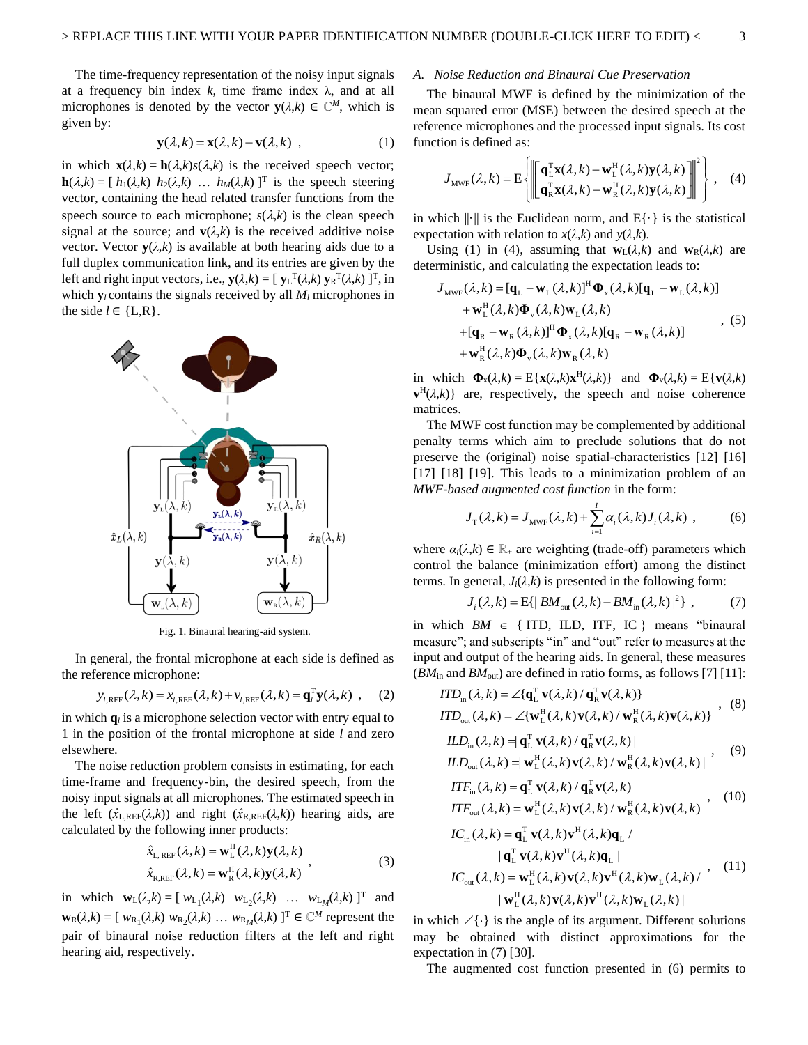The time-frequency representation of the noisy input signals at a frequency bin index $k$, time frame index $\lambda$, and at all microphones is denoted by the vector $\mathbf{y}(\lambda,k) \in \mathbb{C}^M$, which is given by:

$$\mathbf{y}(\lambda,k) = \mathbf{x}(\lambda,k) + \mathbf{v}(\lambda,k) \quad , \tag{1}$$

in which $\mathbf{x}(\lambda,k) = \mathbf{h}(\lambda,k)s(\lambda,k)$ is the received speech vector; $\mathbf{h}(\lambda,k) = [\, h_1(\lambda,k) \; h_2(\lambda,k) \; \ldots \; h_M(\lambda,k) \,]^{\mathrm{T}}$ is the speech steering vector, containing the head related transfer functions from the speech source to each microphone; $s(\lambda,k)$ is the clean speech signal at the source; and $\mathbf{v}(\lambda,k)$ is the received additive noise vector. Vector $\mathbf{y}(\lambda,k)$ is available at both hearing aids due to a full duplex communication link, and its entries are given by the left and right input vectors, i.e., $\mathbf{y}(\lambda,k) = [\, \mathbf{y}_{\mathrm{L}}^{\mathrm{T}}(\lambda,k) \, \mathbf{y}_{\mathrm{R}}^{\mathrm{T}}(\lambda,k) \,]^{\mathrm{T}}$, in which $\mathbf{y}_l$ contains the signals received by all $M_l$ microphones in the side $l \in \{\mathrm{L,R}\}$.

Fig. 1. Binaural hearing-aid system.

In general, the frontal microphone at each side is defined as the reference microphone:

$$y_{l,\mathrm{REF}}(\lambda,k) = x_{l,\mathrm{REF}}(\lambda,k) + v_{l,\mathrm{REF}}(\lambda,k) = \mathbf{q}_l^{\mathrm{T}}\mathbf{y}(\lambda,k) \quad , \tag{2}$$

in which $\mathbf{q}_l$ is a microphone selection vector with entry equal to 1 in the position of the frontal microphone at side $l$ and zero elsewhere.

The noise reduction problem consists in estimating, for each time-frame and frequency-bin, the desired speech, from the noisy input signals at all microphones. The estimated speech in the left ($\hat{x}_{\mathrm{L,REF}}(\lambda,k)$) and right ($\hat{x}_{\mathrm{R,REF}}(\lambda,k)$) hearing aids, are calculated by the following inner products:

$$\begin{aligned} \hat{x}_{\mathrm{L,REF}}(\lambda,k) &= \mathbf{w}_{\mathrm{L}}^{\mathrm{H}}(\lambda,k)\mathbf{y}(\lambda,k) \\ \hat{x}_{\mathrm{R,REF}}(\lambda,k) &= \mathbf{w}_{\mathrm{R}}^{\mathrm{H}}(\lambda,k)\mathbf{y}(\lambda,k) \end{aligned} \quad , \tag{3}$$

in which $\mathbf{w}_{\mathrm{L}}(\lambda,k) = [\, w_{\mathrm{L}_1}(\lambda,k) \;\; w_{\mathrm{L}_2}(\lambda,k) \;\; \ldots \;\; w_{\mathrm{L}_M}(\lambda,k) \,]^{\mathrm{T}}$ and $\mathbf{w}_{\mathrm{R}}(\lambda,k) = [\, w_{\mathrm{R}_1}(\lambda,k) \; w_{\mathrm{R}_2}(\lambda,k) \; \ldots \; w_{\mathrm{R}_M}(\lambda,k) \,]^{\mathrm{T}} \in \mathbb{C}^M$ represent the pair of binaural noise reduction filters at the left and right hearing aid, respectively.

### *A. Noise Reduction and Binaural Cue Preservation*

The binaural MWF is defined by the minimization of the mean squared error (MSE) between the desired speech at the reference microphones and the processed input signals. Its cost function is defined as:

$$J_{\mathrm{MWF}}(\lambda,k) = \mathrm{E}\left\{ \left\| \begin{bmatrix} \mathbf{q}_{\mathrm{L}}^{\mathrm{T}}\mathbf{x}(\lambda,k) - \mathbf{w}_{\mathrm{L}}^{\mathrm{H}}(\lambda,k)\mathbf{y}(\lambda,k) \\ \mathbf{q}_{\mathrm{R}}^{\mathrm{T}}\mathbf{x}(\lambda,k) - \mathbf{w}_{\mathrm{R}}^{\mathrm{H}}(\lambda,k)\mathbf{y}(\lambda,k) \end{bmatrix} \right\|^2 \right\} , \tag{4}$$

in which $\|\cdot\|$ is the Euclidean norm, and $\mathrm{E}\{\cdot\}$ is the statistical expectation with relation to $x(\lambda,k)$ and $y(\lambda,k)$.

Using (1) in (4), assuming that $\mathbf{w}_{\mathrm{L}}(\lambda,k)$ and $\mathbf{w}_{\mathrm{R}}(\lambda,k)$ are deterministic, and calculating the expectation leads to:

$$\begin{aligned} J_{\mathrm{MWF}}(\lambda,k) = &[\mathbf{q}_{\mathrm{L}} - \mathbf{w}_{\mathrm{L}}(\lambda,k)]^{\mathrm{H}} \mathbf{\Phi}_{\mathrm{x}}(\lambda,k)[\mathbf{q}_{\mathrm{L}} - \mathbf{w}_{\mathrm{L}}(\lambda,k)] \\ &+ \mathbf{w}_{\mathrm{L}}^{\mathrm{H}}(\lambda,k)\mathbf{\Phi}_{\mathrm{v}}(\lambda,k)\mathbf{w}_{\mathrm{L}}(\lambda,k) \\ &+ [\mathbf{q}_{\mathrm{R}} - \mathbf{w}_{\mathrm{R}}(\lambda,k)]^{\mathrm{H}} \mathbf{\Phi}_{\mathrm{x}}(\lambda,k)[\mathbf{q}_{\mathrm{R}} - \mathbf{w}_{\mathrm{R}}(\lambda,k)] \\ &+ \mathbf{w}_{\mathrm{R}}^{\mathrm{H}}(\lambda,k)\mathbf{\Phi}_{\mathrm{v}}(\lambda,k)\mathbf{w}_{\mathrm{R}}(\lambda,k) \end{aligned} \quad , \tag{5}$$

in which $\mathbf{\Phi}_{\mathrm{x}}(\lambda,k) = \mathrm{E}\{\mathbf{x}(\lambda,k)\mathbf{x}^{\mathrm{H}}(\lambda,k)\}$ and $\mathbf{\Phi}_{\mathrm{v}}(\lambda,k) = \mathrm{E}\{\mathbf{v}(\lambda,k)\,\mathbf{v}^{\mathrm{H}}(\lambda,k)\}$ are, respectively, the speech and noise coherence matrices.

The MWF cost function may be complemented by additional penalty terms which aim to preclude solutions that do not preserve the (original) noise spatial-characteristics [12] [16] [17] [18] [19]. This leads to a minimization problem of an *MWF-based augmented cost function* in the form:

$$J_{\mathrm{T}}(\lambda,k) = J_{\mathrm{MWF}}(\lambda,k) + \sum_{i=1}^{I} \alpha_i(\lambda,k) J_i(\lambda,k) \quad , \tag{6}$$

where $\alpha_i(\lambda,k) \in \mathbb{R}_+$ are weighting (trade-off) parameters which control the balance (minimization effort) among the distinct terms. In general, $J_i(\lambda,k)$ is presented in the following form:

$$J_i(\lambda,k) = \mathrm{E}\{|\, BM_{\mathrm{out}}(\lambda,k) - BM_{\mathrm{in}}(\lambda,k)\,|^2\} \quad , \tag{7}$$

in which $BM \in \{\, \mathrm{ITD, ILD, ITF, IC} \,\}$ means "binaural measure"; and subscripts "in" and "out" refer to measures at the input and output of the hearing aids. In general, these measures ($BM_{\mathrm{in}}$ and $BM_{\mathrm{out}}$) are defined in ratio forms, as follows [7] [11]:

$$\begin{aligned} ITD_{\mathrm{in}}(\lambda,k) &= \angle\{\mathbf{q}_{\mathrm{L}}^{\mathrm{T}}\,\mathbf{v}(\lambda,k) / \mathbf{q}_{\mathrm{R}}^{\mathrm{T}}\mathbf{v}(\lambda,k)\} \\ ITD_{\mathrm{out}}(\lambda,k) &= \angle\{\mathbf{w}_{\mathrm{L}}^{\mathrm{H}}(\lambda,k)\mathbf{v}(\lambda,k) / \mathbf{w}_{\mathrm{R}}^{\mathrm{H}}(\lambda,k)\mathbf{v}(\lambda,k)\} \end{aligned} \quad , \tag{8}$$

$$\begin{aligned} ILD_{\mathrm{in}}(\lambda,k) &= |\,\mathbf{q}_{\mathrm{L}}^{\mathrm{T}}\,\mathbf{v}(\lambda,k) / \mathbf{q}_{\mathrm{R}}^{\mathrm{T}}\mathbf{v}(\lambda,k)\,| \\ ILD_{\mathrm{out}}(\lambda,k) &= |\,\mathbf{w}_{\mathrm{L}}^{\mathrm{H}}(\lambda,k)\mathbf{v}(\lambda,k) / \mathbf{w}_{\mathrm{R}}^{\mathrm{H}}(\lambda,k)\mathbf{v}(\lambda,k)\,| \end{aligned} \quad , \tag{9}$$

$$\begin{aligned} ITF_{\mathrm{in}}(\lambda,k) &= \mathbf{q}_{\mathrm{L}}^{\mathrm{T}}\,\mathbf{v}(\lambda,k) / \mathbf{q}_{\mathrm{R}}^{\mathrm{T}}\mathbf{v}(\lambda,k) \\ ITF_{\mathrm{out}}(\lambda,k) &= \mathbf{w}_{\mathrm{L}}^{\mathrm{H}}(\lambda,k)\mathbf{v}(\lambda,k) / \mathbf{w}_{\mathrm{R}}^{\mathrm{H}}(\lambda,k)\mathbf{v}(\lambda,k) \end{aligned} \quad , \tag{10}$$

$$\begin{aligned} IC_{\mathrm{in}}(\lambda,k) &= \mathbf{q}_{\mathrm{L}}^{\mathrm{T}}\,\mathbf{v}(\lambda,k)\mathbf{v}^{\mathrm{H}}(\lambda,k)\mathbf{q}_{\mathrm{L}} \,/ \\ &\quad\; |\,\mathbf{q}_{\mathrm{L}}^{\mathrm{T}}\,\mathbf{v}(\lambda,k)\mathbf{v}^{\mathrm{H}}(\lambda,k)\mathbf{q}_{\mathrm{L}}\,| \\ IC_{\mathrm{out}}(\lambda,k) &= \mathbf{w}_{\mathrm{L}}^{\mathrm{H}}(\lambda,k)\mathbf{v}(\lambda,k)\mathbf{v}^{\mathrm{H}}(\lambda,k)\mathbf{w}_{\mathrm{L}}(\lambda,k) \,/ \\ &\quad\; |\,\mathbf{w}_{\mathrm{L}}^{\mathrm{H}}(\lambda,k)\mathbf{v}(\lambda,k)\mathbf{v}^{\mathrm{H}}(\lambda,k)\mathbf{w}_{\mathrm{L}}(\lambda,k)\,| \end{aligned} \quad , \tag{11}$$

in which $\angle\{\cdot\}$ is the angle of its argument. Different solutions may be obtained with distinct approximations for the expectation in (7) [30].

The augmented cost function presented in (6) permits to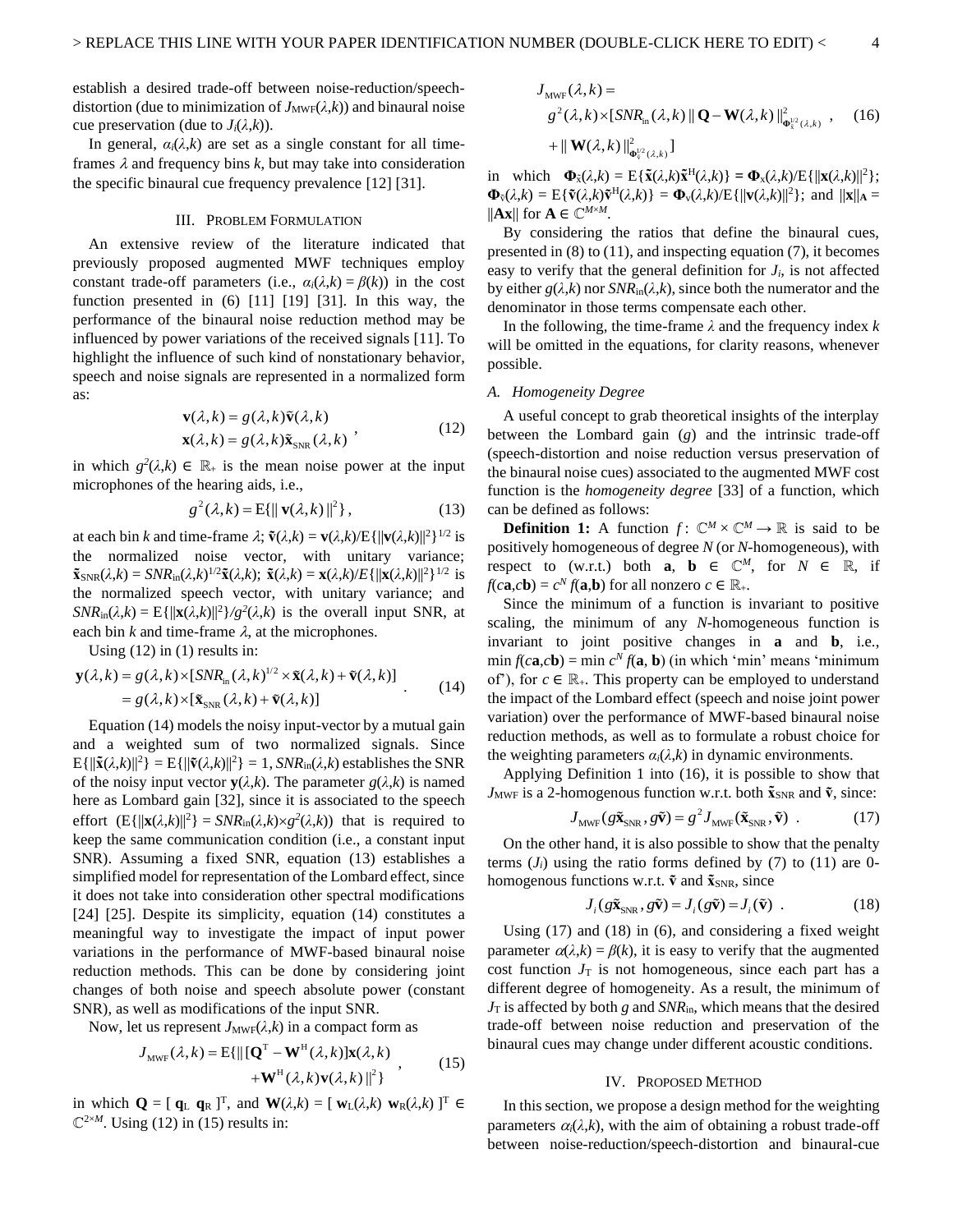establish a desired trade-off between noise-reduction/speech-distortion (due to minimization of $J_{\text{MWF}}(\lambda,k)$) and binaural noise cue preservation (due to $J_i(\lambda,k)$).

In general, $\alpha_i(\lambda,k)$ are set as a single constant for all time-frames $\lambda$ and frequency bins $k$, but may take into consideration the specific binaural cue frequency prevalence [12] [31].

## III. Problem Formulation

An extensive review of the literature indicated that previously proposed augmented MWF techniques employ constant trade-off parameters (i.e., $\alpha_i(\lambda,k) = \beta(k)$) in the cost function presented in (6) [11] [19] [31]. In this way, the performance of the binaural noise reduction method may be influenced by power variations of the received signals [11]. To highlight the influence of such kind of nonstationary behavior, speech and noise signals are represented in a normalized form as:

$$\begin{aligned}\mathbf{v}(\lambda,k) &= g(\lambda,k)\tilde{\mathbf{v}}(\lambda,k)\\ \mathbf{x}(\lambda,k) &= g(\lambda,k)\tilde{\mathbf{x}}_{\text{SNR}}(\lambda,k)\end{aligned}, \tag{12}$$

in which $g^2(\lambda,k) \in \mathbb{R}_+$ is the mean noise power at the input microphones of the hearing aids, i.e.,

$$g^2(\lambda,k) = \text{E}\{\|\mathbf{v}(\lambda,k)\|^2\}, \tag{13}$$

at each bin $k$ and time-frame $\lambda$; $\tilde{\mathbf{v}}(\lambda,k) = \mathbf{v}(\lambda,k)/\text{E}\{\|\mathbf{v}(\lambda,k)\|^2\}^{1/2}$ is the normalized noise vector, with unitary variance; $\tilde{\mathbf{x}}_{\text{SNR}}(\lambda,k) = SNR_{\text{in}}(\lambda,k)^{1/2}\tilde{\mathbf{x}}(\lambda,k)$; $\tilde{\mathbf{x}}(\lambda,k) = \mathbf{x}(\lambda,k)/E\{\|\mathbf{x}(\lambda,k)\|^2\}^{1/2}$ is the normalized speech vector, with unitary variance; and $SNR_{\text{in}}(\lambda,k) = \text{E}\{\|\mathbf{x}(\lambda,k)\|^2\}/g^2(\lambda,k)$ is the overall input SNR, at each bin $k$ and time-frame $\lambda$, at the microphones.

Using (12) in (1) results in:

$$\begin{aligned}\mathbf{y}(\lambda,k) &= g(\lambda,k)\times[SNR_{\text{in}}(\lambda,k)^{1/2}\times\tilde{\mathbf{x}}(\lambda,k)+\tilde{\mathbf{v}}(\lambda,k)]\\ &= g(\lambda,k)\times[\tilde{\mathbf{x}}_{\text{SNR}}(\lambda,k)+\tilde{\mathbf{v}}(\lambda,k)]\end{aligned}. \tag{14}$$

Equation (14) models the noisy input-vector by a mutual gain and a weighted sum of two normalized signals. Since $\text{E}\{\|\tilde{\mathbf{x}}(\lambda,k)\|^2\} = \text{E}\{\|\tilde{\mathbf{v}}(\lambda,k)\|^2\} = 1$, $SNR_{\text{in}}(\lambda,k)$ establishes the SNR of the noisy input vector $\mathbf{y}(\lambda,k)$. The parameter $g(\lambda,k)$ is named here as Lombard gain [32], since it is associated to the speech effort ($\text{E}\{\|\mathbf{x}(\lambda,k)\|^2\} = SNR_{\text{in}}(\lambda,k)\times g^2(\lambda,k)$) that is required to keep the same communication condition (i.e., a constant input SNR). Assuming a fixed SNR, equation (13) establishes a simplified model for representation of the Lombard effect, since it does not take into consideration other spectral modifications [24] [25]. Despite its simplicity, equation (14) constitutes a meaningful way to investigate the impact of input power variations in the performance of MWF-based binaural noise reduction methods. This can be done by considering joint changes of both noise and speech absolute power (constant SNR), as well as modifications of the input SNR.

Now, let us represent $J_{\text{MWF}}(\lambda,k)$ in a compact form as

$$\begin{aligned}J_{\text{MWF}}(\lambda,k) = \text{E}\{\|[\mathbf{Q}^{\text{T}} - \mathbf{W}^{\text{H}}(\lambda,k)]\mathbf{x}(\lambda,k)\\ +\mathbf{W}^{\text{H}}(\lambda,k)\mathbf{v}(\lambda,k)\|^2\}\end{aligned}, \tag{15}$$

in which $\mathbf{Q} = [\ \mathbf{q}_{\text{L}}\ \mathbf{q}_{\text{R}}\ ]^{\text{T}}$, and $\mathbf{W}(\lambda,k) = [\ \mathbf{w}_{\text{L}}(\lambda,k)\ \mathbf{w}_{\text{R}}(\lambda,k)\ ]^{\text{T}} \in \mathbb{C}^{2\times M}$. Using (12) in (15) results in:

$$\begin{aligned}&J_{\text{MWF}}(\lambda,k) =\\ &g^2(\lambda,k)\times[SNR_{\text{in}}(\lambda,k)\|\mathbf{Q}-\mathbf{W}(\lambda,k)\|^2_{\mathbf{\Phi}_{\tilde{\mathbf{x}}}^{1/2}(\lambda,k)}\\ &+\|\mathbf{W}(\lambda,k)\|^2_{\mathbf{\Phi}_{\tilde{\mathbf{v}}}^{1/2}(\lambda,k)}]\end{aligned}, \tag{16}$$

in which $\mathbf{\Phi}_{\tilde{\mathbf{x}}}(\lambda,k) = \text{E}\{\tilde{\mathbf{x}}(\lambda,k)\tilde{\mathbf{x}}^{\text{H}}(\lambda,k)\} = \mathbf{\Phi}_{\mathbf{x}}(\lambda,k)/\text{E}\{\|\mathbf{x}(\lambda,k)\|^2\}$; $\mathbf{\Phi}_{\tilde{\mathbf{v}}}(\lambda,k) = \text{E}\{\tilde{\mathbf{v}}(\lambda,k)\tilde{\mathbf{v}}^{\text{H}}(\lambda,k)\} = \mathbf{\Phi}_{\mathbf{v}}(\lambda,k)/\text{E}\{\|\mathbf{v}(\lambda,k)\|^2\}$; and $\|\mathbf{x}\|_{\mathbf{A}} = \|\mathbf{A}\mathbf{x}\|$ for $\mathbf{A} \in \mathbb{C}^{M\times M}$.

By considering the ratios that define the binaural cues, presented in (8) to (11), and inspecting equation (7), it becomes easy to verify that the general definition for $J_i$, is not affected by either $g(\lambda,k)$ nor $SNR_{\text{in}}(\lambda,k)$, since both the numerator and the denominator in those terms compensate each other.

In the following, the time-frame $\lambda$ and the frequency index $k$ will be omitted in the equations, for clarity reasons, whenever possible.

### A. Homogeneity Degree

A useful concept to grab theoretical insights of the interplay between the Lombard gain ($g$) and the intrinsic trade-off (speech-distortion and noise reduction versus preservation of the binaural noise cues) associated to the augmented MWF cost function is the *homogeneity degree* [33] of a function, which can be defined as follows:

**Definition 1:** A function $f: \mathbb{C}^M\times\mathbb{C}^M\rightarrow\mathbb{R}$ is said to be positively homogeneous of degree $N$ (or $N$-homogeneous), with respect to (w.r.t.) both $\mathbf{a}$, $\mathbf{b} \in \mathbb{C}^M$, for $N \in \mathbb{R}$, if $f(c\mathbf{a},c\mathbf{b}) = c^N f(\mathbf{a},\mathbf{b})$ for all nonzero $c \in \mathbb{R}_+$.

Since the minimum of a function is invariant to positive scaling, the minimum of any $N$-homogeneous function is invariant to joint positive changes in $\mathbf{a}$ and $\mathbf{b}$, i.e., $\min f(c\mathbf{a},c\mathbf{b}) = \min c^N f(\mathbf{a},\mathbf{b})$ (in which 'min' means 'minimum of'), for $c \in \mathbb{R}_+$. This property can be employed to understand the impact of the Lombard effect (speech and noise joint power variation) over the performance of MWF-based binaural noise reduction methods, as well as to formulate a robust choice for the weighting parameters $\alpha_i(\lambda,k)$ in dynamic environments.

Applying Definition 1 into (16), it is possible to show that $J_{\text{MWF}}$ is a 2-homogenous function w.r.t. both $\tilde{\mathbf{x}}_{\text{SNR}}$ and $\tilde{\mathbf{v}}$, since:

$$J_{\text{MWF}}(g\tilde{\mathbf{x}}_{\text{SNR}}, g\tilde{\mathbf{v}}) = g^2 J_{\text{MWF}}(\tilde{\mathbf{x}}_{\text{SNR}},\tilde{\mathbf{v}})\ . \tag{17}$$

On the other hand, it is also possible to show that the penalty terms ($J_i$) using the ratio forms defined by (7) to (11) are 0-homogenous functions w.r.t. $\tilde{\mathbf{v}}$ and $\tilde{\mathbf{x}}_{\text{SNR}}$, since

$$J_i(g\tilde{\mathbf{x}}_{\text{SNR}}, g\tilde{\mathbf{v}}) = J_i(g\tilde{\mathbf{v}}) = J_i(\tilde{\mathbf{v}})\ . \tag{18}$$

Using (17) and (18) in (6), and considering a fixed weight parameter $\alpha(\lambda,k) = \beta(k)$, it is easy to verify that the augmented cost function $J_{\text{T}}$ is not homogeneous, since each part has a different degree of homogeneity. As a result, the minimum of $J_{\text{T}}$ is affected by both $g$ and $SNR_{\text{in}}$, which means that the desired trade-off between noise reduction and preservation of the binaural cues may change under different acoustic conditions.

## IV. Proposed Method

In this section, we propose a design method for the weighting parameters $\alpha_i(\lambda,k)$, with the aim of obtaining a robust trade-off between noise-reduction/speech-distortion and binaural-cue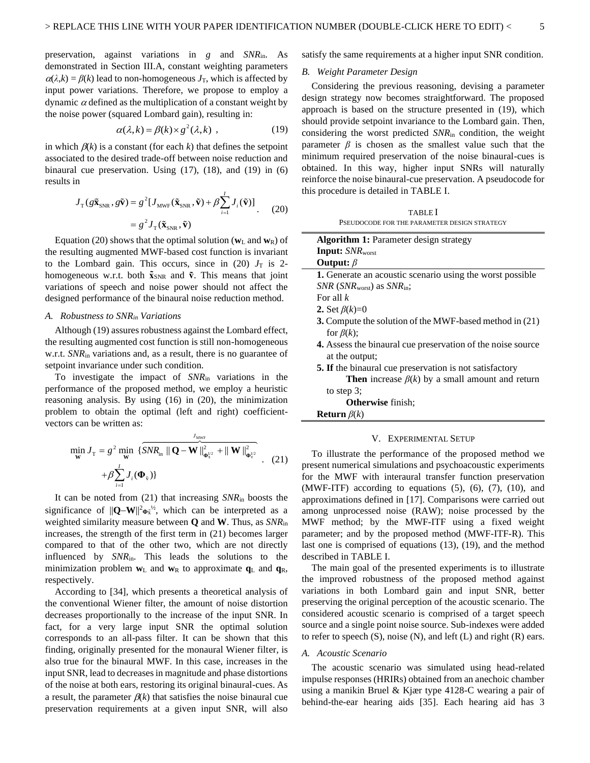preservation, against variations in $g$ and $SNR_{\text{in}}$. As demonstrated in Section III.A, constant weighting parameters $\alpha(\lambda,k) = \beta(k)$ lead to non-homogeneous $J_{\text{T}}$, which is affected by input power variations. Therefore, we propose to employ a dynamic $\alpha$ defined as the multiplication of a constant weight by the noise power (squared Lombard gain), resulting in:

$$\alpha(\lambda,k) = \beta(k) \times g^2(\lambda,k) \ , \tag{19}$$

in which $\beta(k)$ is a constant (for each $k$) that defines the setpoint associated to the desired trade-off between noise reduction and binaural cue preservation. Using (17), (18), and (19) in (6) results in

$$\begin{aligned} J_{\text{T}}(g\tilde{\mathbf{x}}_{\text{SNR}}, g\tilde{\mathbf{v}}) &= g^2[J_{\text{MWF}}(\tilde{\mathbf{x}}_{\text{SNR}}, \tilde{\mathbf{v}}) + \beta \sum_{i=1}^{I} J_i(\tilde{\mathbf{v}})] \\ &= g^2 J_{\text{T}}(\tilde{\mathbf{x}}_{\text{SNR}}, \tilde{\mathbf{v}}) \end{aligned} . \tag{20}$$

Equation (20) shows that the optimal solution ($\mathbf{w}_{\text{L}}$ and $\mathbf{w}_{\text{R}}$) of the resulting augmented MWF-based cost function is invariant to the Lombard gain. This occurs, since in (20) $J_{\text{T}}$ is 2-homogeneous w.r.t. both $\tilde{\mathbf{x}}_{\text{SNR}}$ and $\tilde{\mathbf{v}}$. This means that joint variations of speech and noise power should not affect the designed performance of the binaural noise reduction method.

### A. Robustness to $SNR_{in}$ Variations

Although (19) assures robustness against the Lombard effect, the resulting augmented cost function is still non-homogeneous w.r.t. $SNR_{\text{in}}$ variations and, as a result, there is no guarantee of setpoint invariance under such condition.

To investigate the impact of $SNR_{\text{in}}$ variations in the performance of the proposed method, we employ a heuristic reasoning analysis. By using (16) in (20), the minimization problem to obtain the optimal (left and right) coefficient-vectors can be written as:

$$\begin{aligned} \min_{\mathbf{W}} J_{\text{T}} = g^2 \min_{\mathbf{W}} \{ & \overbrace{SNR_{\text{in}} \| \mathbf{Q} - \mathbf{W} \|^2_{\mathbf{\Phi}_{\tilde{x}}^{1/2}} + \| \mathbf{W} \|^2_{\mathbf{\Phi}_{\tilde{v}}^{1/2}}}^{J_{\text{MWF}}} \\ & + \beta \sum_{i=1}^{I} J_i(\mathbf{\Phi}_{\tilde{v}}) \} \end{aligned} . \tag{21}$$

It can be noted from (21) that increasing $SNR_{\text{in}}$ boosts the significance of $\|\mathbf{Q}-\mathbf{W}\|^2_{\mathbf{\Phi}_{\tilde{x}}^{1/2}}$, which can be interpreted as a weighted similarity measure between $\mathbf{Q}$ and $\mathbf{W}$. Thus, as $SNR_{\text{in}}$ increases, the strength of the first term in (21) becomes larger compared to that of the other two, which are not directly influenced by $SNR_{\text{in}}$. This leads the solutions to the minimization problem $\mathbf{w}_{\text{L}}$ and $\mathbf{w}_{\text{R}}$ to approximate $\mathbf{q}_{\text{L}}$ and $\mathbf{q}_{\text{R}}$, respectively.

According to [34], which presents a theoretical analysis of the conventional Wiener filter, the amount of noise distortion decreases proportionally to the increase of the input SNR. In fact, for a very large input SNR the optimal solution corresponds to an all-pass filter. It can be shown that this finding, originally presented for the monaural Wiener filter, is also true for the binaural MWF. In this case, increases in the input SNR, lead to decreases in magnitude and phase distortions of the noise at both ears, restoring its original binaural-cues. As a result, the parameter $\beta(k)$ that satisfies the noise binaural cue preservation requirements at a given input SNR, will also satisfy the same requirements at a higher input SNR condition.

### B. Weight Parameter Design

Considering the previous reasoning, devising a parameter design strategy now becomes straightforward. The proposed approach is based on the structure presented in (19), which should provide setpoint invariance to the Lombard gain. Then, considering the worst predicted $SNR_{\text{in}}$ condition, the weight parameter $\beta$ is chosen as the smallest value such that the minimum required preservation of the noise binaural-cues is obtained. In this way, higher input SNRs will naturally reinforce the noise binaural-cue preservation. A pseudocode for this procedure is detailed in TABLE I.

TABLE I
PSEUDOCODE FOR THE PARAMETER DESIGN STRATEGY

```
Algorithm 1: Parameter design strategy
Input: SNR_worst
Output: β
1. Generate an acoustic scenario using the worst possible
   SNR (SNR_worst) as SNR_in;
For all k
2. Set β(k)=0
3. Compute the solution of the MWF-based method in (21)
   for β(k);
4. Assess the binaural cue preservation of the noise source
   at the output;
5. If the binaural cue preservation is not satisfactory
      Then increase β(k) by a small amount and return
   to step 3;
      Otherwise finish;
Return β(k)
```

## V. Experimental Setup

To illustrate the performance of the proposed method we present numerical simulations and psychoacoustic experiments for the MWF with interaural transfer function preservation (MWF-ITF) according to equations (5), (6), (7), (10), and approximations defined in [17]. Comparisons were carried out among unprocessed noise (RAW); noise processed by the MWF method; by the MWF-ITF using a fixed weight parameter; and by the proposed method (MWF-ITF-R). This last one is comprised of equations (13), (19), and the method described in TABLE I.

The main goal of the presented experiments is to illustrate the improved robustness of the proposed method against variations in both Lombard gain and input SNR, better preserving the original perception of the acoustic scenario. The considered acoustic scenario is comprised of a target speech source and a single point noise source. Sub-indexes were added to refer to speech (S), noise (N), and left (L) and right (R) ears.

### A. Acoustic Scenario

The acoustic scenario was simulated using head-related impulse responses (HRIRs) obtained from an anechoic chamber using a manikin Bruel & Kjær type 4128-C wearing a pair of behind-the-ear hearing aids [35]. Each hearing aid has 3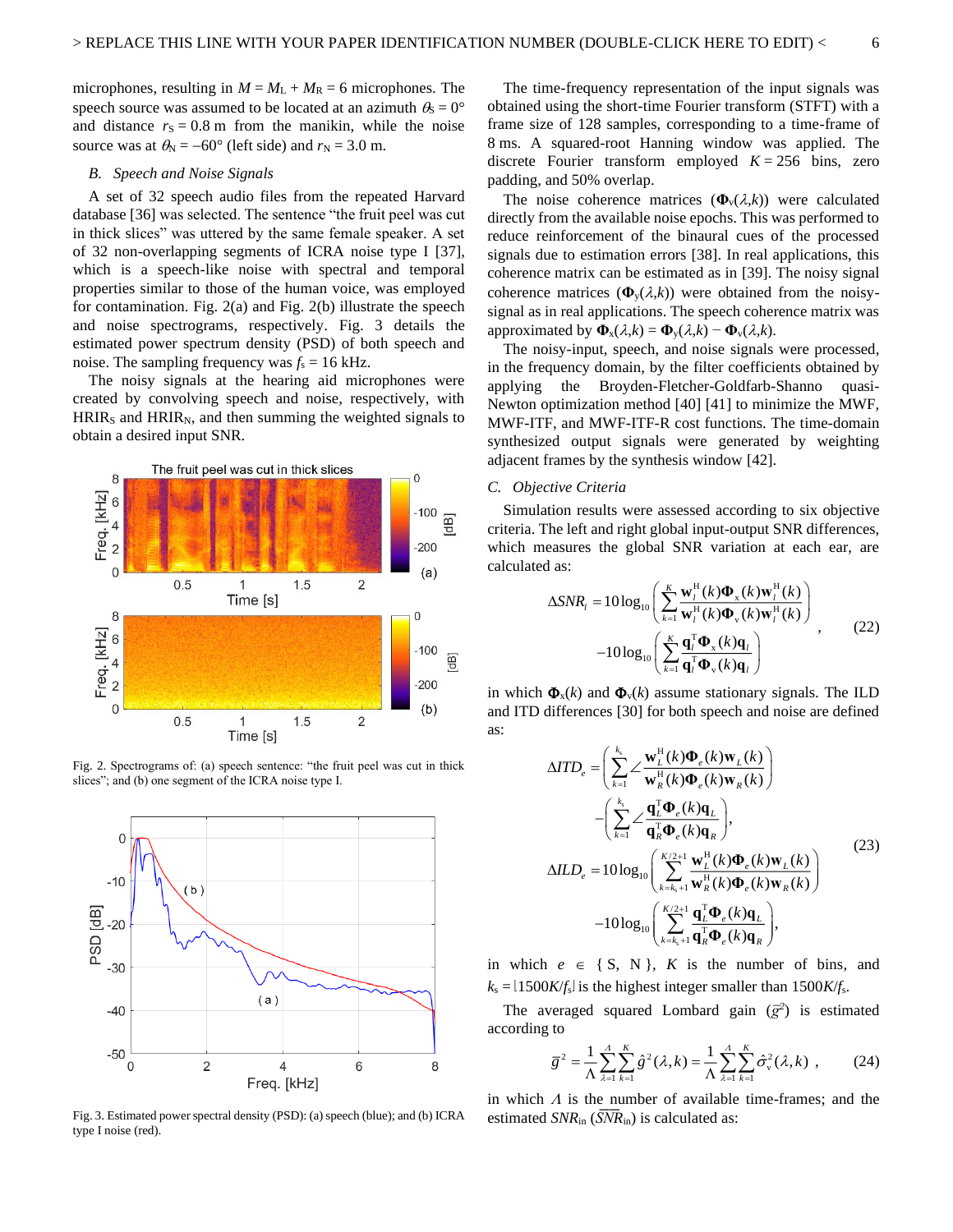microphones, resulting in $M = M_L + M_R = 6$ microphones. The speech source was assumed to be located at an azimuth $\theta_S = 0°$ and distance $r_S = 0.8$ m from the manikin, while the noise source was at $\theta_N = -60°$ (left side) and $r_N = 3.0$ m.

### *B. Speech and Noise Signals*

A set of 32 speech audio files from the repeated Harvard database [36] was selected. The sentence "the fruit peel was cut in thick slices" was uttered by the same female speaker. A set of 32 non-overlapping segments of ICRA noise type I [37], which is a speech-like noise with spectral and temporal properties similar to those of the human voice, was employed for contamination. Fig. 2(a) and Fig. 2(b) illustrate the speech and noise spectrograms, respectively. Fig. 3 details the estimated power spectrum density (PSD) of both speech and noise. The sampling frequency was $f_s = 16$ kHz.

The noisy signals at the hearing aid microphones were created by convolving speech and noise, respectively, with $\text{HRIR}_S$ and $\text{HRIR}_N$, and then summing the weighted signals to obtain a desired input SNR.

Fig. 2. Spectrograms of: (a) speech sentence: "the fruit peel was cut in thick slices"; and (b) one segment of the ICRA noise type I.

Fig. 3. Estimated power spectral density (PSD): (a) speech (blue); and (b) ICRA type I noise (red).

The time-frequency representation of the input signals was obtained using the short-time Fourier transform (STFT) with a frame size of 128 samples, corresponding to a time-frame of 8 ms. A squared-root Hanning window was applied. The discrete Fourier transform employed $K = 256$ bins, zero padding, and 50% overlap.

The noise coherence matrices ($\mathbf{\Phi}_v(\lambda,k)$) were calculated directly from the available noise epochs. This was performed to reduce reinforcement of the binaural cues of the processed signals due to estimation errors [38]. In real applications, this coherence matrix can be estimated as in [39]. The noisy signal coherence matrices ($\mathbf{\Phi}_y(\lambda,k)$) were obtained from the noisy-signal as in real applications. The speech coherence matrix was approximated by $\mathbf{\Phi}_x(\lambda,k) = \mathbf{\Phi}_y(\lambda,k) - \mathbf{\Phi}_v(\lambda,k)$.

The noisy-input, speech, and noise signals were processed, in the frequency domain, by the filter coefficients obtained by applying the Broyden-Fletcher-Goldfarb-Shanno quasi-Newton optimization method [40] [41] to minimize the MWF, MWF-ITF, and MWF-ITF-R cost functions. The time-domain synthesized output signals were generated by weighting adjacent frames by the synthesis window [42].

### *C. Objective Criteria*

Simulation results were assessed according to six objective criteria. The left and right global input-output SNR differences, which measures the global SNR variation at each ear, are calculated as:

$$
\Delta SNR_l = 10\log_{10}\left(\sum_{k=1}^{K}\frac{\mathbf{w}_l^H(k)\mathbf{\Phi}_x(k)\mathbf{w}_l^H(k)}{\mathbf{w}_l^H(k)\mathbf{\Phi}_v(k)\mathbf{w}_l^H(k)}\right) - 10\log_{10}\left(\sum_{k=1}^{K}\frac{\mathbf{q}_l^T\mathbf{\Phi}_x(k)\mathbf{q}_l}{\mathbf{q}_l^T\mathbf{\Phi}_v(k)\mathbf{q}_l}\right), \quad (22)
$$

in which $\mathbf{\Phi}_x(k)$ and $\mathbf{\Phi}_v(k)$ assume stationary signals. The ILD and ITD differences [30] for both speech and noise are defined as:

$$
\begin{aligned}
\Delta ITD_e &= \left(\sum_{k=1}^{k_s}\angle\frac{\mathbf{w}_L^H(k)\mathbf{\Phi}_e(k)\mathbf{w}_L(k)}{\mathbf{w}_R^H(k)\mathbf{\Phi}_e(k)\mathbf{w}_R(k)}\right) - \left(\sum_{k=1}^{k_s}\angle\frac{\mathbf{q}_L^T\mathbf{\Phi}_e(k)\mathbf{q}_L}{\mathbf{q}_R^T\mathbf{\Phi}_e(k)\mathbf{q}_R}\right), \\
\Delta ILD_e &= 10\log_{10}\left(\sum_{k=k_s+1}^{K/2+1}\frac{\mathbf{w}_L^H(k)\mathbf{\Phi}_e(k)\mathbf{w}_L(k)}{\mathbf{w}_R^H(k)\mathbf{\Phi}_e(k)\mathbf{w}_R(k)}\right) - 10\log_{10}\left(\sum_{k=k_s+1}^{K/2+1}\frac{\mathbf{q}_L^T\mathbf{\Phi}_e(k)\mathbf{q}_L}{\mathbf{q}_R^T\mathbf{\Phi}_e(k)\mathbf{q}_R}\right),
\end{aligned} \quad (23)
$$

in which $e \in \{\text{S, N}\}$, $K$ is the number of bins, and $k_s = \lfloor 1500K/f_s \rfloor$ is the highest integer smaller than $1500K/f_s$.

The averaged squared Lombard gain ($\bar{g}^2$) is estimated according to

$$
\bar{g}^2 = \frac{1}{\Lambda}\sum_{\lambda=1}^{\Lambda}\sum_{k=1}^{K}\hat{g}^2(\lambda,k) = \frac{1}{\Lambda}\sum_{\lambda=1}^{\Lambda}\sum_{k=1}^{K}\hat{\sigma}_v^2(\lambda,k), \quad (24)
$$

in which $\Lambda$ is the number of available time-frames; and the estimated $SNR_{in}$ ($\overline{SNR}_{in}$) is calculated as: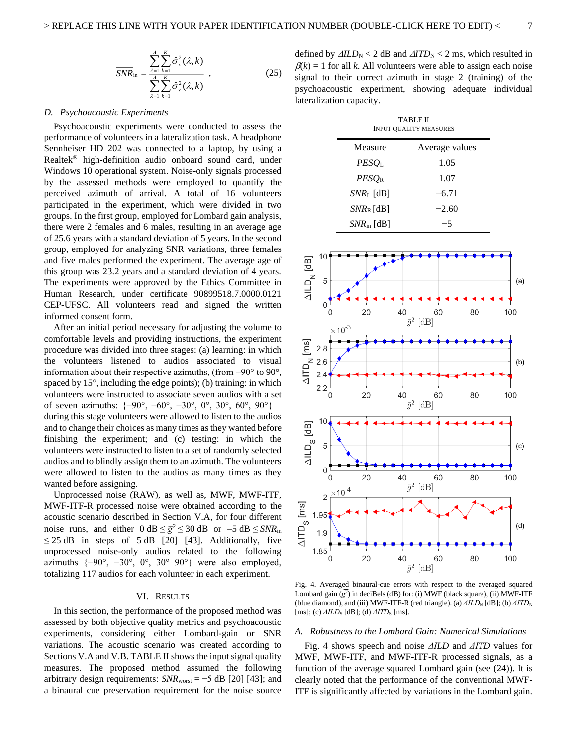$$\overline{SNR}_{\text{in}} = \frac{\sum_{\lambda=1}^{\Lambda}\sum_{k=1}^{K}\hat{\sigma}_{\text{x}}^{2}(\lambda,k)}{\sum_{\lambda=1}^{\Lambda}\sum_{k=1}^{K}\hat{\sigma}_{\text{v}}^{2}(\lambda,k)}\ , \tag{25}$$

### D. Psychoacoustic Experiments

Psychoacoustic experiments were conducted to assess the performance of volunteers in a lateralization task. A headphone Sennheiser HD 202 was connected to a laptop, by using a Realtek® high-definition audio onboard sound card, under Windows 10 operational system. Noise-only signals processed by the assessed methods were employed to quantify the perceived azimuth of arrival. A total of 16 volunteers participated in the experiment, which were divided in two groups. In the first group, employed for Lombard gain analysis, there were 2 females and 6 males, resulting in an average age of 25.6 years with a standard deviation of 5 years. In the second group, employed for analyzing SNR variations, three females and five males performed the experiment. The average age of this group was 23.2 years and a standard deviation of 4 years. The experiments were approved by the Ethics Committee in Human Research, under certificate 90899518.7.0000.0121 CEP-UFSC. All volunteers read and signed the written informed consent form.

After an initial period necessary for adjusting the volume to comfortable levels and providing instructions, the experiment procedure was divided into three stages: (a) learning: in which the volunteers listened to audios associated to visual information about their respective azimuths, (from −90° to 90°, spaced by 15°, including the edge points); (b) training: in which volunteers were instructed to associate seven audios with a set of seven azimuths: {−90°, −60°, −30°, 0°, 30°, 60°, 90°} – during this stage volunteers were allowed to listen to the audios and to change their choices as many times as they wanted before finishing the experiment; and (c) testing: in which the volunteers were instructed to listen to a set of randomly selected audios and to blindly assign them to an azimuth. The volunteers were allowed to listen to the audios as many times as they wanted before assigning.

Unprocessed noise (RAW), as well as, MWF, MWF-ITF, MWF-ITF-R processed noise were obtained according to the acoustic scenario described in Section V.A, for four different noise runs, and either $0\text{ dB} \le \bar{g}^2 \le 30\text{ dB}$ or $-5\text{ dB} \le SNR_{\text{in}} \le 25\text{ dB}$ in steps of 5 dB [20] [43]. Additionally, five unprocessed noise-only audios related to the following azimuths {−90°, −30°, 0°, 30° 90°} were also employed, totalizing 117 audios for each volunteer in each experiment.

## VI. Results

In this section, the performance of the proposed method was assessed by both objective quality metrics and psychoacoustic experiments, considering either Lombard-gain or SNR variations. The acoustic scenario was created according to Sections V.A and V.B. TABLE II shows the input signal quality measures. The proposed method assumed the following arbitrary design requirements: $SNR_{\text{worst}} = -5$ dB [20] [43]; and a binaural cue preservation requirement for the noise source defined by $\Delta ILD_{\text{N}} < 2$ dB and $\Delta ITD_{\text{N}} < 2$ ms, which resulted in $\beta(k) = 1$ for all $k$. All volunteers were able to assign each noise signal to their correct azimuth in stage 2 (training) of the psychoacoustic experiment, showing adequate individual lateralization capacity.

TABLE II
Input Quality Measures

| Measure | Average values |
|---|---|
| $PESQ_{\text{L}}$ | 1.05 |
| $PESQ_{\text{R}}$ | 1.07 |
| $SNR_{\text{L}}$ [dB] | −6.71 |
| $SNR_{\text{R}}$ [dB] | −2.60 |
| $SNR_{\text{in}}$ [dB] | −5 |

Fig. 4. Averaged binaural-cue errors with respect to the averaged squared Lombard gain ($\bar{g}^2$) in deciBels (dB) for: (i) MWF (black square), (ii) MWF-ITF (blue diamond), and (iii) MWF-ITF-R (red triangle). (a) $\Delta ILD_{\text{N}}$ [dB]; (b) $\Delta ITD_{\text{N}}$ [ms]; (c) $\Delta ILD_{\text{S}}$ [dB]; (d) $\Delta ITD_{\text{S}}$ [ms].

### A. Robustness to the Lombard Gain: Numerical Simulations

Fig. 4 shows speech and noise $\Delta ILD$ and $\Delta ITD$ values for MWF, MWF-ITF, and MWF-ITF-R processed signals, as a function of the average squared Lombard gain (see (24)). It is clearly noted that the performance of the conventional MWF-ITF is significantly affected by variations in the Lombard gain.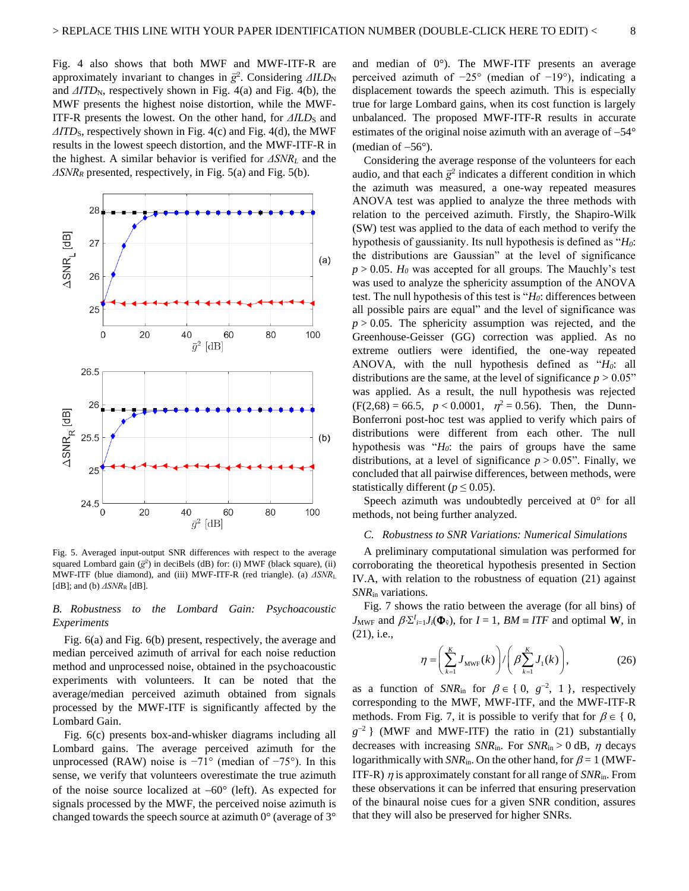Fig. 4 also shows that both MWF and MWF-ITF-R are approximately invariant to changes in $\bar{g}^2$. Considering $\Delta ILD_N$ and $\Delta ITD_N$, respectively shown in Fig. 4(a) and Fig. 4(b), the MWF presents the highest noise distortion, while the MWF-ITF-R presents the lowest. On the other hand, for $\Delta ILD_S$ and $\Delta ITD_S$, respectively shown in Fig. 4(c) and Fig. 4(d), the MWF results in the lowest speech distortion, and the MWF-ITF-R in the highest. A similar behavior is verified for $\Delta SNR_L$ and the $\Delta SNR_R$ presented, respectively, in Fig. 5(a) and Fig. 5(b).

Fig. 5. Averaged input-output SNR differences with respect to the average squared Lombard gain ($\bar{g}^2$) in deciBels (dB) for: (i) MWF (black square), (ii) MWF-ITF (blue diamond), and (iii) MWF-ITF-R (red triangle). (a) $\Delta SNR_L$ [dB]; and (b) $\Delta SNR_R$ [dB].

### *B. Robustness to the Lombard Gain: Psychoacoustic Experiments*

Fig. 6(a) and Fig. 6(b) present, respectively, the average and median perceived azimuth of arrival for each noise reduction method and unprocessed noise, obtained in the psychoacoustic experiments with volunteers. It can be noted that the average/median perceived azimuth obtained from signals processed by the MWF-ITF is significantly affected by the Lombard Gain.

Fig. 6(c) presents box-and-whisker diagrams including all Lombard gains. The average perceived azimuth for the unprocessed (RAW) noise is −71° (median of −75°). In this sense, we verify that volunteers overestimate the true azimuth of the noise source localized at –60° (left). As expected for signals processed by the MWF, the perceived noise azimuth is changed towards the speech source at azimuth 0° (average of 3° and median of 0°). The MWF-ITF presents an average perceived azimuth of −25° (median of −19°), indicating a displacement towards the speech azimuth. This is especially true for large Lombard gains, when its cost function is largely unbalanced. The proposed MWF-ITF-R results in accurate estimates of the original noise azimuth with an average of –54° (median of –56°).

Considering the average response of the volunteers for each audio, and that each $\bar{g}^2$ indicates a different condition in which the azimuth was measured, a one-way repeated measures ANOVA test was applied to analyze the three methods with relation to the perceived azimuth. Firstly, the Shapiro-Wilk (SW) test was applied to the data of each method to verify the hypothesis of gaussianity. Its null hypothesis is defined as "$H_0$: the distributions are Gaussian" at the level of significance $p > 0.05$. $H_0$ was accepted for all groups. The Mauchly's test was used to analyze the sphericity assumption of the ANOVA test. The null hypothesis of this test is "$H_0$: differences between all possible pairs are equal" and the level of significance was $p > 0.05$. The sphericity assumption was rejected, and the Greenhouse-Geisser (GG) correction was applied. As no extreme outliers were identified, the one-way repeated ANOVA, with the null hypothesis defined as "$H_0$: all distributions are the same, at the level of significance $p > 0.05$" was applied. As a result, the null hypothesis was rejected ($F(2,68) = 66.5$, $p < 0.0001$, $\eta^2 = 0.56$). Then, the Dunn-Bonferroni post-hoc test was applied to verify which pairs of distributions were different from each other. The null hypothesis was "$H_0$: the pairs of groups have the same distributions, at a level of significance $p > 0.05$". Finally, we concluded that all pairwise differences, between methods, were statistically different ($p \leq 0.05$).

Speech azimuth was undoubtedly perceived at 0° for all methods, not being further analyzed.

### *C. Robustness to SNR Variations: Numerical Simulations*

A preliminary computational simulation was performed for corroborating the theoretical hypothesis presented in Section IV.A, with relation to the robustness of equation (21) against $SNR_{in}$ variations.

Fig. 7 shows the ratio between the average (for all bins) of $J_{MWF}$ and $\beta\Sigma^{I}_{i=1}J_i(\mathbf{\Phi}_{\hat{v}})$, for $I = 1$, $BM \equiv ITF$ and optimal $\mathbf{W}$, in (21), i.e.,

$$\eta = \left(\sum_{k=1}^{K} J_{\text{MWF}}(k)\right) \Big/ \left(\beta \sum_{k=1}^{K} J_1(k)\right), \tag{26}$$

as a function of $SNR_{in}$ for $\beta \in \{ 0,\ g^{-2},\ 1 \}$, respectively corresponding to the MWF, MWF-ITF, and the MWF-ITF-R methods. From Fig. 7, it is possible to verify that for $\beta \in \{ 0,\ g^{-2} \}$ (MWF and MWF-ITF) the ratio in (21) substantially decreases with increasing $SNR_{in}$. For $SNR_{in} > 0$ dB, $\eta$ decays logarithmically with $SNR_{in}$. On the other hand, for $\beta = 1$ (MWF-ITF-R) $\eta$ is approximately constant for all range of $SNR_{in}$. From these observations it can be inferred that ensuring preservation of the binaural noise cues for a given SNR condition, assures that they will also be preserved for higher SNRs.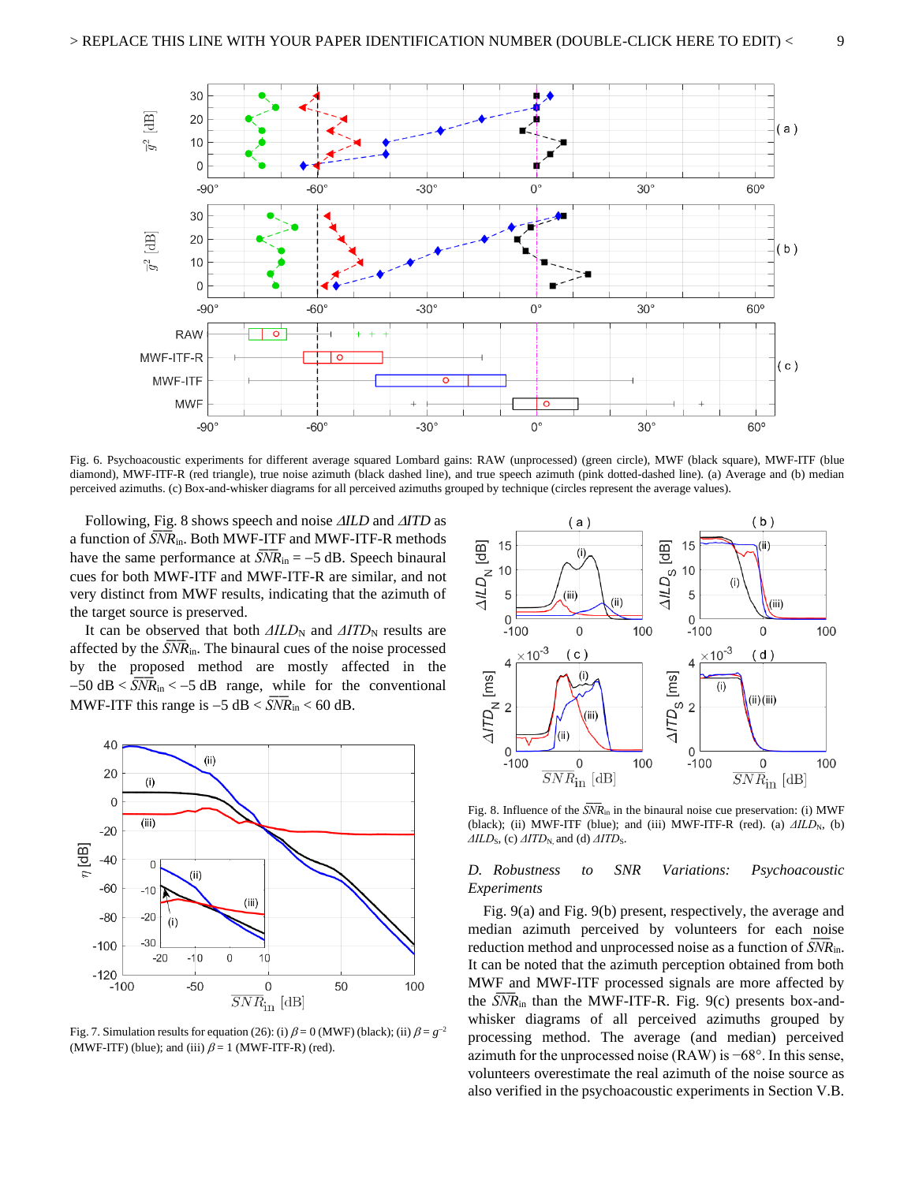Fig. 6. Psychoacoustic experiments for different average squared Lombard gains: RAW (unprocessed) (green circle), MWF (black square), MWF-ITF (blue diamond), MWF-ITF-R (red triangle), true noise azimuth (black dashed line), and true speech azimuth (pink dotted-dashed line). (a) Average and (b) median perceived azimuths. (c) Box-and-whisker diagrams for all perceived azimuths grouped by technique (circles represent the average values).

Following, Fig. 8 shows speech and noise $\Delta ILD$ and $\Delta ITD$ as a function of $\overline{SNR}_{in}$. Both MWF-ITF and MWF-ITF-R methods have the same performance at $\overline{SNR}_{in} = -5$ dB. Speech binaural cues for both MWF-ITF and MWF-ITF-R are similar, and not very distinct from MWF results, indicating that the azimuth of the target source is preserved.

It can be observed that both $\Delta ILD_N$ and $\Delta ITD_N$ results are affected by the $\overline{SNR}_{in}$. The binaural cues of the noise processed by the proposed method are mostly affected in the $-50$ dB $< \overline{SNR}_{in} < -5$ dB range, while for the conventional MWF-ITF this range is $-5$ dB $< \overline{SNR}_{in} < 60$ dB.

Fig. 7. Simulation results for equation (26): (i) $\beta = 0$ (MWF) (black); (ii) $\beta = g^{-2}$ (MWF-ITF) (blue); and (iii) $\beta = 1$ (MWF-ITF-R) (red).

Fig. 8. Influence of the $\overline{SNR}_{in}$ in the binaural noise cue preservation: (i) MWF (black); (ii) MWF-ITF (blue); and (iii) MWF-ITF-R (red). (a) $\Delta ILD_N$, (b) $\Delta ILD_S$, (c) $\Delta ITD_N$, and (d) $\Delta ITD_S$.

### *D. Robustness to SNR Variations: Psychoacoustic Experiments*

Fig. 9(a) and Fig. 9(b) present, respectively, the average and median azimuth perceived by volunteers for each noise reduction method and unprocessed noise as a function of $\overline{SNR}_{in}$. It can be noted that the azimuth perception obtained from both MWF and MWF-ITF processed signals are more affected by the $\overline{SNR}_{in}$ than the MWF-ITF-R. Fig. 9(c) presents box-and-whisker diagrams of all perceived azimuths grouped by processing method. The average (and median) perceived azimuth for the unprocessed noise (RAW) is −68°. In this sense, volunteers overestimate the real azimuth of the noise source as also verified in the psychoacoustic experiments in Section V.B.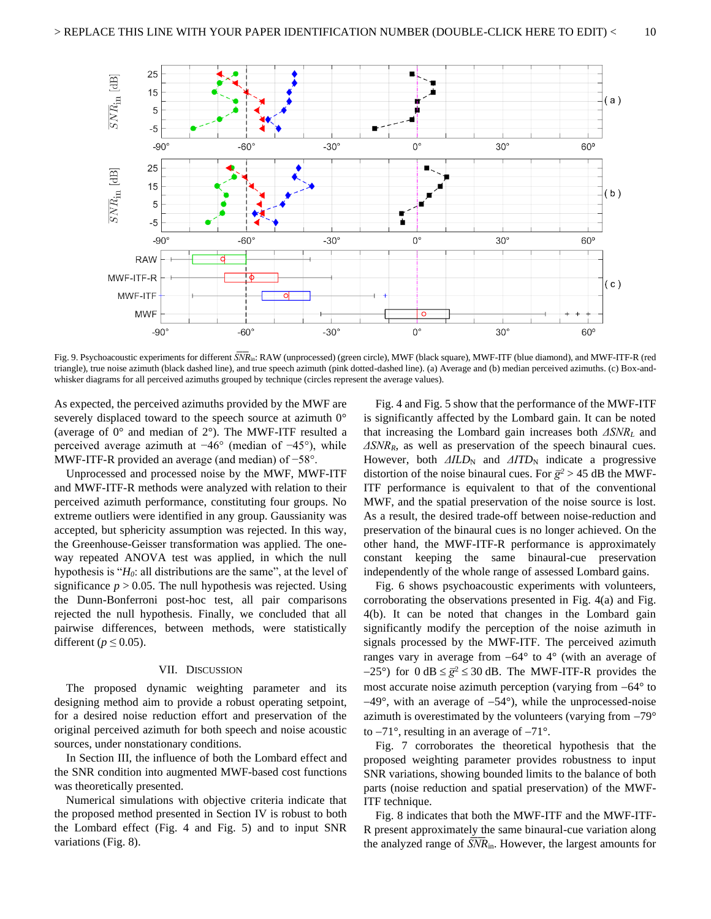Fig. 9. Psychoacoustic experiments for different $\overline{SNR}_{in}$: RAW (unprocessed) (green circle), MWF (black square), MWF-ITF (blue diamond), and MWF-ITF-R (red triangle), true noise azimuth (black dashed line), and true speech azimuth (pink dotted-dashed line). (a) Average and (b) median perceived azimuths. (c) Box-and-whisker diagrams for all perceived azimuths grouped by technique (circles represent the average values).

As expected, the perceived azimuths provided by the MWF are severely displaced toward to the speech source at azimuth 0° (average of 0° and median of 2°). The MWF-ITF resulted a perceived average azimuth at −46° (median of −45°), while MWF-ITF-R provided an average (and median) of −58°.

Unprocessed and processed noise by the MWF, MWF-ITF and MWF-ITF-R methods were analyzed with relation to their perceived azimuth performance, constituting four groups. No extreme outliers were identified in any group. Gaussianity was accepted, but sphericity assumption was rejected. In this way, the Greenhouse-Geisser transformation was applied. The one-way repeated ANOVA test was applied, in which the null hypothesis is "$H_0$: all distributions are the same", at the level of significance $p > 0.05$. The null hypothesis was rejected. Using the Dunn-Bonferroni post-hoc test, all pair comparisons rejected the null hypothesis. Finally, we concluded that all pairwise differences, between methods, were statistically different ($p \leq 0.05$).

## VII. Discussion

The proposed dynamic weighting parameter and its designing method aim to provide a robust operating setpoint, for a desired noise reduction effort and preservation of the original perceived azimuth for both speech and noise acoustic sources, under nonstationary conditions.

In Section III, the influence of both the Lombard effect and the SNR condition into augmented MWF-based cost functions was theoretically presented.

Numerical simulations with objective criteria indicate that the proposed method presented in Section IV is robust to both the Lombard effect (Fig. 4 and Fig. 5) and to input SNR variations (Fig. 8).

Fig. 4 and Fig. 5 show that the performance of the MWF-ITF is significantly affected by the Lombard gain. It can be noted that increasing the Lombard gain increases both $\Delta SNR_L$ and $\Delta SNR_R$, as well as preservation of the speech binaural cues. However, both $\Delta ILD_N$ and $\Delta ITD_N$ indicate a progressive distortion of the noise binaural cues. For $\bar{g}^2 > 45$ dB the MWF-ITF performance is equivalent to that of the conventional MWF, and the spatial preservation of the noise source is lost. As a result, the desired trade-off between noise-reduction and preservation of the binaural cues is no longer achieved. On the other hand, the MWF-ITF-R performance is approximately constant keeping the same binaural-cue preservation independently of the whole range of assessed Lombard gains.

Fig. 6 shows psychoacoustic experiments with volunteers, corroborating the observations presented in Fig. 4(a) and Fig. 4(b). It can be noted that changes in the Lombard gain significantly modify the perception of the noise azimuth in signals processed by the MWF-ITF. The perceived azimuth ranges vary in average from −64° to 4° (with an average of −25°) for $0 \text{ dB} \leq \bar{g}^2 \leq 30$ dB. The MWF-ITF-R provides the most accurate noise azimuth perception (varying from −64° to −49°, with an average of −54°), while the unprocessed-noise azimuth is overestimated by the volunteers (varying from −79° to −71°, resulting in an average of −71°.

Fig. 7 corroborates the theoretical hypothesis that the proposed weighting parameter provides robustness to input SNR variations, showing bounded limits to the balance of both parts (noise reduction and spatial preservation) of the MWF-ITF technique.

Fig. 8 indicates that both the MWF-ITF and the MWF-ITF-R present approximately the same binaural-cue variation along the analyzed range of $\overline{SNR}_{in}$. However, the largest amounts for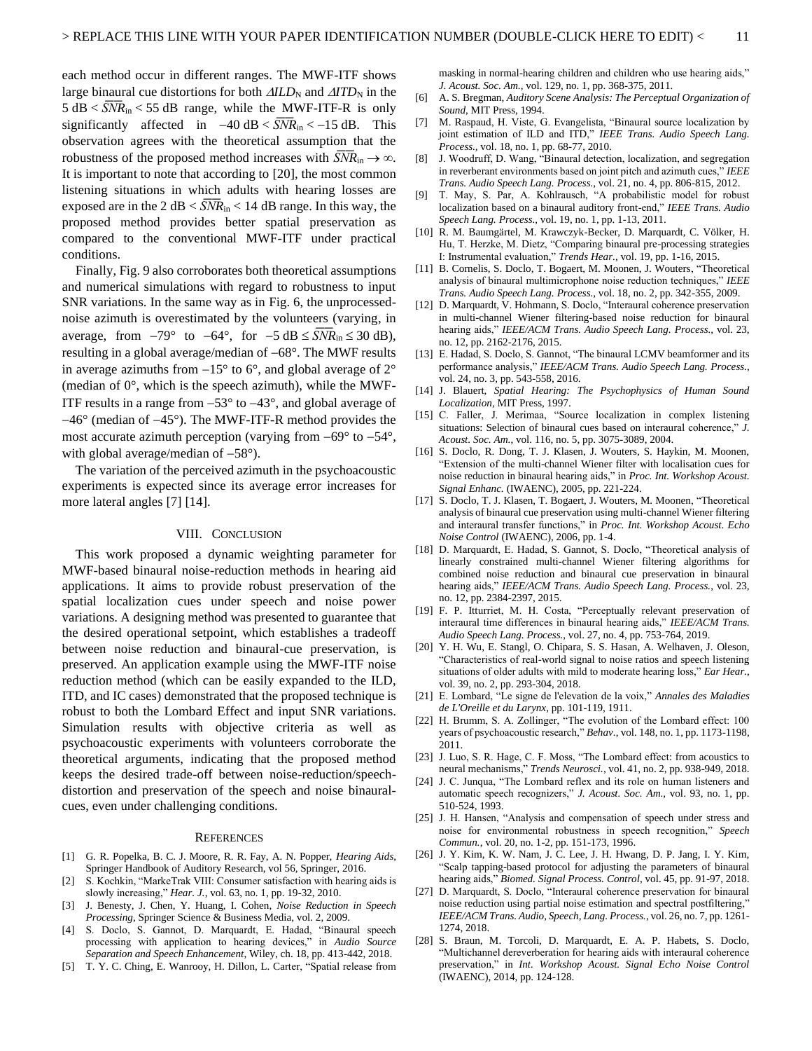each method occur in different ranges. The MWF-ITF shows large binaural cue distortions for both $\Delta ILD_N$ and $\Delta ITD_N$ in the $5 \text{ dB} < \overline{SNR}_{in} < 55 \text{ dB}$ range, while the MWF-ITF-R is only significantly affected in $-40 \text{ dB} < \overline{SNR}_{in} < -15 \text{ dB}$. This observation agrees with the theoretical assumption that the robustness of the proposed method increases with $\overline{SNR}_{in} \to \infty$. It is important to note that according to [20], the most common listening situations in which adults with hearing losses are exposed are in the $2 \text{ dB} < \overline{SNR}_{in} < 14 \text{ dB}$ range. In this way, the proposed method provides better spatial preservation as compared to the conventional MWF-ITF under practical conditions.

Finally, Fig. 9 also corroborates both theoretical assumptions and numerical simulations with regard to robustness to input SNR variations. In the same way as in Fig. 6, the unprocessed-noise azimuth is overestimated by the volunteers (varying, in average, from $-79°$ to $-64°$, for $-5 \text{ dB} \leq \overline{SNR}_{in} \leq 30 \text{ dB}$), resulting in a global average/median of $-68°$. The MWF results in average azimuths from $-15°$ to $6°$, and global average of $2°$ (median of $0°$, which is the speech azimuth), while the MWF-ITF results in a range from $-53°$ to $-43°$, and global average of $-46°$ (median of $-45°$). The MWF-ITF-R method provides the most accurate azimuth perception (varying from $-69°$ to $-54°$, with global average/median of $-58°$).

The variation of the perceived azimuth in the psychoacoustic experiments is expected since its average error increases for more lateral angles [7] [14].

## VIII. Conclusion

This work proposed a dynamic weighting parameter for MWF-based binaural noise-reduction methods in hearing aid applications. It aims to provide robust preservation of the spatial localization cues under speech and noise power variations. A designing method was presented to guarantee that the desired operational setpoint, which establishes a tradeoff between noise reduction and binaural-cue preservation, is preserved. An application example using the MWF-ITF noise reduction method (which can be easily expanded to the ILD, ITD, and IC cases) demonstrated that the proposed technique is robust to both the Lombard Effect and input SNR variations. Simulation results with objective criteria as well as psychoacoustic experiments with volunteers corroborate the theoretical arguments, indicating that the proposed method keeps the desired trade-off between noise-reduction/speech-distortion and preservation of the speech and noise binaural-cues, even under challenging conditions.

## References

[1] G. R. Popelka, B. C. J. Moore, R. R. Fay, A. N. Popper, *Hearing Aids*, Springer Handbook of Auditory Research, vol 56, Springer, 2016.

[2] S. Kochkin, "MarkeTrak VIII: Consumer satisfaction with hearing aids is slowly increasing," *Hear. J.*, vol. 63, no. 1, pp. 19-32, 2010.

[3] J. Benesty, J. Chen, Y. Huang, I. Cohen, *Noise Reduction in Speech Processing*, Springer Science & Business Media, vol. 2, 2009.

[4] S. Doclo, S. Gannot, D. Marquardt, E. Hadad, "Binaural speech processing with application to hearing devices," in *Audio Source Separation and Speech Enhancement*, Wiley, ch. 18, pp. 413-442, 2018.

[5] T. Y. C. Ching, E. Wanrooy, H. Dillon, L. Carter, "Spatial release from masking in normal-hearing children and children who use hearing aids," *J. Acoust. Soc. Am.*, vol. 129, no. 1, pp. 368-375, 2011.

[6] A. S. Bregman, *Auditory Scene Analysis: The Perceptual Organization of Sound*, MIT Press, 1994.

[7] M. Raspaud, H. Viste, G. Evangelista, "Binaural source localization by joint estimation of ILD and ITD," *IEEE Trans. Audio Speech Lang. Process.*, vol. 18, no. 1, pp. 68-77, 2010.

[8] J. Woodruff, D. Wang, "Binaural detection, localization, and segregation in reverberant environments based on joint pitch and azimuth cues," *IEEE Trans. Audio Speech Lang. Process.*, vol. 21, no. 4, pp. 806-815, 2012.

[9] T. May, S. Par, A. Kohlrausch, "A probabilistic model for robust localization based on a binaural auditory front-end," *IEEE Trans. Audio Speech Lang. Process.*, vol. 19, no. 1, pp. 1-13, 2011.

[10] R. M. Baumgärtel, M. Krawczyk-Becker, D. Marquardt, C. Völker, H. Hu, T. Herzke, M. Dietz, "Comparing binaural pre-processing strategies I: Instrumental evaluation," *Trends Hear.*, vol. 19, pp. 1-16, 2015.

[11] B. Cornelis, S. Doclo, T. Bogaert, M. Moonen, J. Wouters, "Theoretical analysis of binaural multimicrophone noise reduction techniques," *IEEE Trans. Audio Speech Lang. Process.*, vol. 18, no. 2, pp. 342-355, 2009.

[12] D. Marquardt, V. Hohmann, S. Doclo, "Interaural coherence preservation in multi-channel Wiener filtering-based noise reduction for binaural hearing aids," *IEEE/ACM Trans. Audio Speech Lang. Process.*, vol. 23, no. 12, pp. 2162-2176, 2015.

[13] E. Hadad, S. Doclo, S. Gannot, "The binaural LCMV beamformer and its performance analysis," *IEEE/ACM Trans. Audio Speech Lang. Process.*, vol. 24, no. 3, pp. 543-558, 2016.

[14] J. Blauert, *Spatial Hearing: The Psychophysics of Human Sound Localization*, MIT Press, 1997.

[15] C. Faller, J. Merimaa, "Source localization in complex listening situations: Selection of binaural cues based on interaural coherence," *J. Acoust. Soc. Am.*, vol. 116, no. 5, pp. 3075-3089, 2004.

[16] S. Doclo, R. Dong, T. J. Klasen, J. Wouters, S. Haykin, M. Moonen, "Extension of the multi-channel Wiener filter with localisation cues for noise reduction in binaural hearing aids," in *Proc. Int. Workshop Acoust. Signal Enhanc.* (IWAENC), 2005, pp. 221-224.

[17] S. Doclo, T. J. Klasen, T. Bogaert, J. Wouters, M. Moonen, "Theoretical analysis of binaural cue preservation using multi-channel Wiener filtering and interaural transfer functions," in *Proc. Int. Workshop Acoust. Echo Noise Control* (IWAENC), 2006, pp. 1-4.

[18] D. Marquardt, E. Hadad, S. Gannot, S. Doclo, "Theoretical analysis of linearly constrained multi-channel Wiener filtering algorithms for combined noise reduction and binaural cue preservation in binaural hearing aids," *IEEE/ACM Trans. Audio Speech Lang. Process.*, vol. 23, no. 12, pp. 2384-2397, 2015.

[19] F. P. Itturriet, M. H. Costa, "Perceptually relevant preservation of interaural time differences in binaural hearing aids," *IEEE/ACM Trans. Audio Speech Lang. Process.*, vol. 27, no. 4, pp. 753-764, 2019.

[20] Y. H. Wu, E. Stangl, O. Chipara, S. S. Hasan, A. Welhaven, J. Oleson, "Characteristics of real-world signal to noise ratios and speech listening situations of older adults with mild to moderate hearing loss," *Ear Hear.*, vol. 39, no. 2, pp. 293-304, 2018.

[21] E. Lombard, "Le signe de l'elevation de la voix," *Annales des Maladies de L'Oreille et du Larynx*, pp. 101-119, 1911.

[22] H. Brumm, S. A. Zollinger, "The evolution of the Lombard effect: 100 years of psychoacoustic research," *Behav.*, vol. 148, no. 1, pp. 1173-1198, 2011.

[23] J. Luo, S. R. Hage, C. F. Moss, "The Lombard effect: from acoustics to neural mechanisms," *Trends Neurosci.*, vol. 41, no. 2, pp. 938-949, 2018.

[24] J. C. Junqua, "The Lombard reflex and its role on human listeners and automatic speech recognizers," *J. Acoust. Soc. Am.*, vol. 93, no. 1, pp. 510-524, 1993.

[25] J. H. Hansen, "Analysis and compensation of speech under stress and noise for environmental robustness in speech recognition," *Speech Commun.*, vol. 20, no. 1-2, pp. 151-173, 1996.

[26] J. Y. Kim, K. W. Nam, J. C. Lee, J. H. Hwang, D. P. Jang, I. Y. Kim, "Scalp tapping-based protocol for adjusting the parameters of binaural hearing aids," *Biomed. Signal Process. Control*, vol. 45, pp. 91-97, 2018.

[27] D. Marquardt, S. Doclo, "Interaural coherence preservation for binaural noise reduction using partial noise estimation and spectral postfiltering," *IEEE/ACM Trans. Audio, Speech, Lang. Process.*, vol. 26, no. 7, pp. 1261-1274, 2018.

[28] S. Braun, M. Torcoli, D. Marquardt, E. A. P. Habets, S. Doclo, "Multichannel dereverberation for hearing aids with interaural coherence preservation," in *Int. Workshop Acoust. Signal Echo Noise Control* (IWAENC), 2014, pp. 124-128.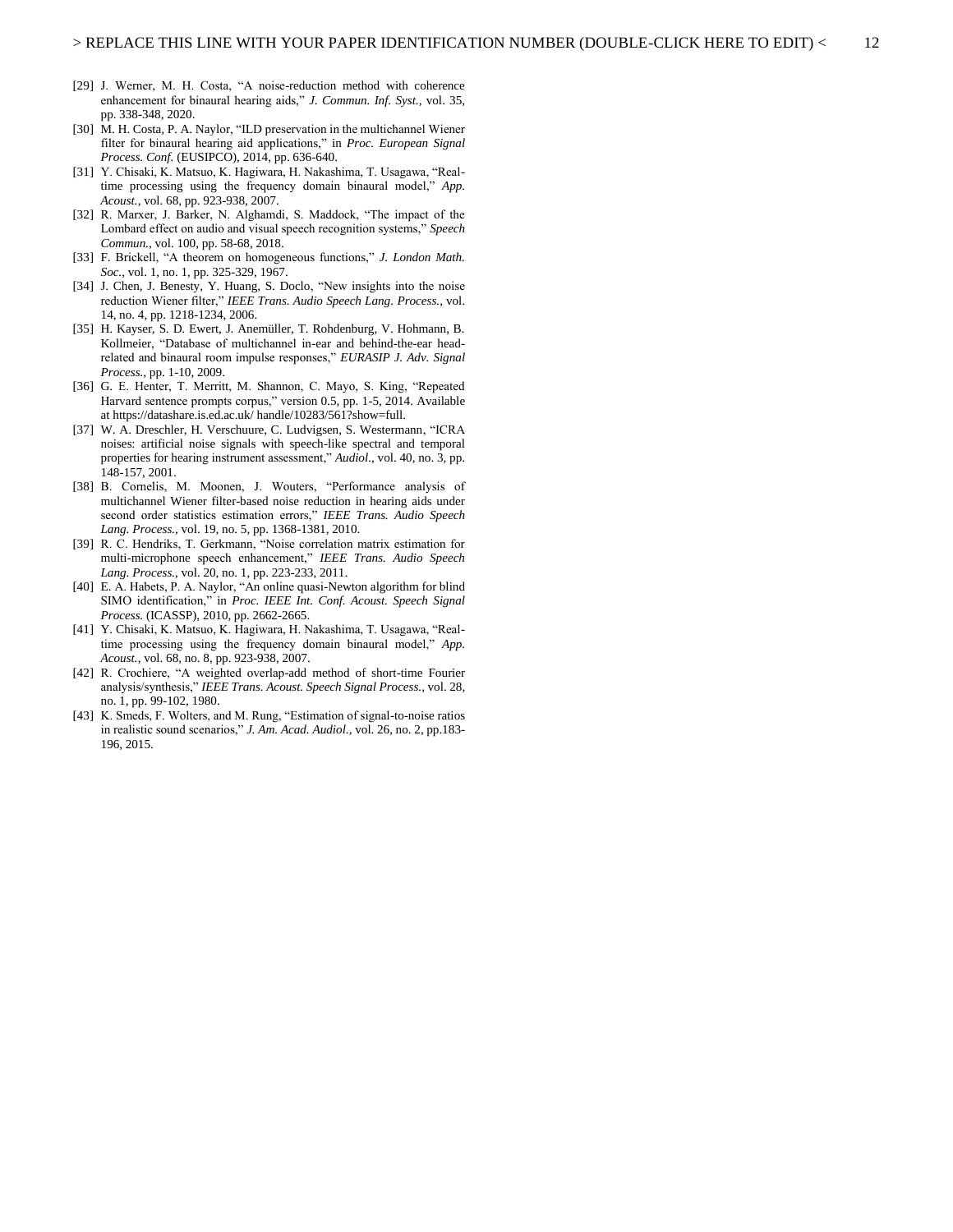[29] J. Werner, M. H. Costa, "A noise-reduction method with coherence enhancement for binaural hearing aids," *J. Commun. Inf. Syst.*, vol. 35, pp. 338-348, 2020.

[30] M. H. Costa, P. A. Naylor, "ILD preservation in the multichannel Wiener filter for binaural hearing aid applications," in *Proc. European Signal Process. Conf.* (EUSIPCO), 2014, pp. 636-640.

[31] Y. Chisaki, K. Matsuo, K. Hagiwara, H. Nakashima, T. Usagawa, "Real-time processing using the frequency domain binaural model," *App. Acoust.*, vol. 68, pp. 923-938, 2007.

[32] R. Marxer, J. Barker, N. Alghamdi, S. Maddock, "The impact of the Lombard effect on audio and visual speech recognition systems," *Speech Commun.*, vol. 100, pp. 58-68, 2018.

[33] F. Brickell, "A theorem on homogeneous functions," *J. London Math. Soc.*, vol. 1, no. 1, pp. 325-329, 1967.

[34] J. Chen, J. Benesty, Y. Huang, S. Doclo, "New insights into the noise reduction Wiener filter," *IEEE Trans. Audio Speech Lang. Process.*, vol. 14, no. 4, pp. 1218-1234, 2006.

[35] H. Kayser, S. D. Ewert, J. Anemüller, T. Rohdenburg, V. Hohmann, B. Kollmeier, "Database of multichannel in-ear and behind-the-ear head-related and binaural room impulse responses," *EURASIP J. Adv. Signal Process.*, pp. 1-10, 2009.

[36] G. E. Henter, T. Merritt, M. Shannon, C. Mayo, S. King, "Repeated Harvard sentence prompts corpus," version 0.5, pp. 1-5, 2014. Available at https://datashare.is.ed.ac.uk/ handle/10283/561?show=full.

[37] W. A. Dreschler, H. Verschuure, C. Ludvigsen, S. Westermann, "ICRA noises: artificial noise signals with speech-like spectral and temporal properties for hearing instrument assessment," *Audiol.*, vol. 40, no. 3, pp. 148-157, 2001.

[38] B. Cornelis, M. Moonen, J. Wouters, "Performance analysis of multichannel Wiener filter-based noise reduction in hearing aids under second order statistics estimation errors," *IEEE Trans. Audio Speech Lang. Process.*, vol. 19, no. 5, pp. 1368-1381, 2010.

[39] R. C. Hendriks, T. Gerkmann, "Noise correlation matrix estimation for multi-microphone speech enhancement," *IEEE Trans. Audio Speech Lang. Process.*, vol. 20, no. 1, pp. 223-233, 2011.

[40] E. A. Habets, P. A. Naylor, "An online quasi-Newton algorithm for blind SIMO identification," in *Proc. IEEE Int. Conf. Acoust. Speech Signal Process.* (ICASSP), 2010, pp. 2662-2665.

[41] Y. Chisaki, K. Matsuo, K. Hagiwara, H. Nakashima, T. Usagawa, "Real-time processing using the frequency domain binaural model," *App. Acoust.*, vol. 68, no. 8, pp. 923-938, 2007.

[42] R. Crochiere, "A weighted overlap-add method of short-time Fourier analysis/synthesis," *IEEE Trans. Acoust. Speech Signal Process.*, vol. 28, no. 1, pp. 99-102, 1980.

[43] K. Smeds, F. Wolters, and M. Rung, "Estimation of signal-to-noise ratios in realistic sound scenarios," *J. Am. Acad. Audiol.*, vol. 26, no. 2, pp.183-196, 2015.